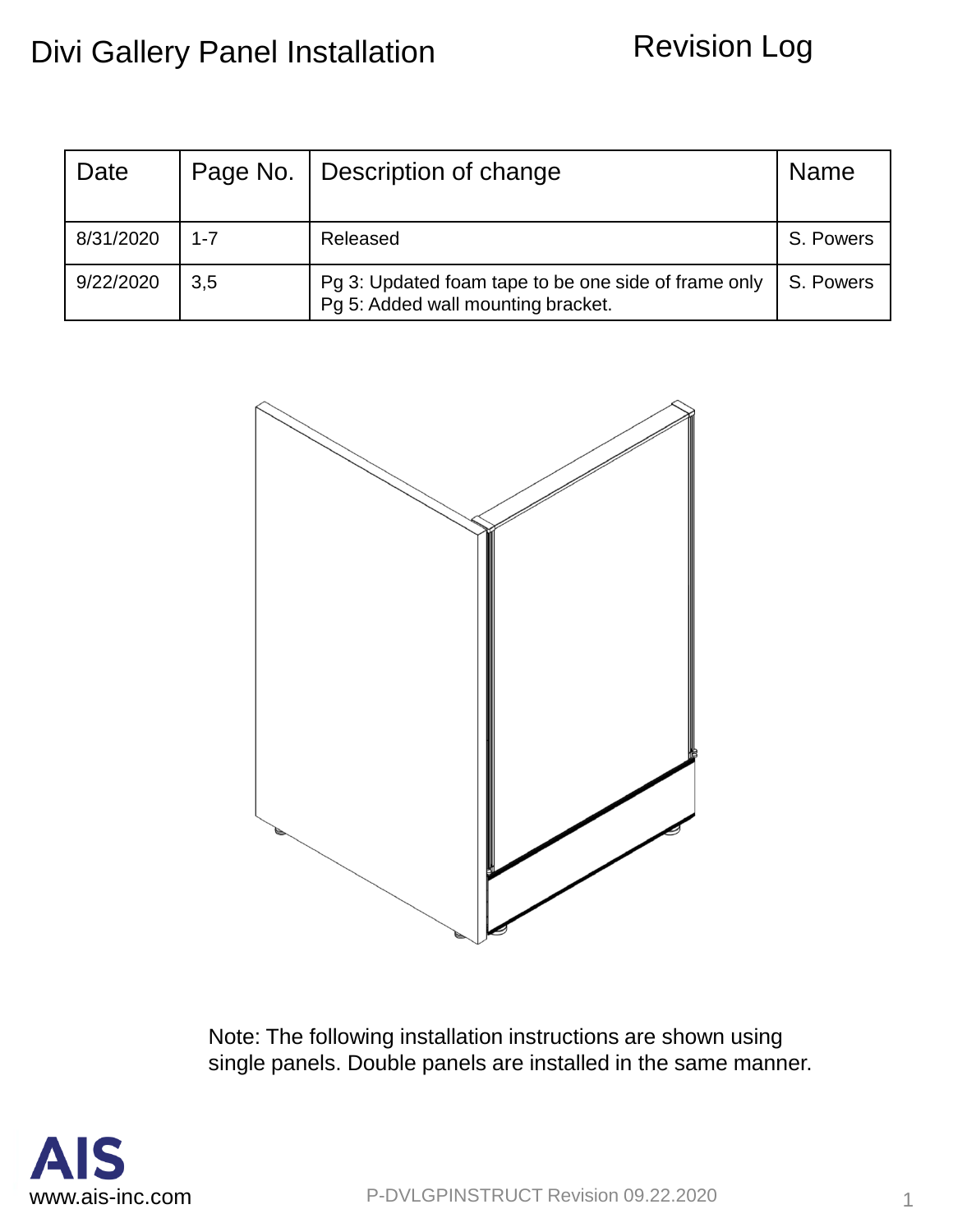# Divi Gallery Panel Installation

## Revision Log

| Date | Page No. | Description of change | Name |
|---|---|---|---|
| 8/31/2020 | 1-7 | Released | S. Powers |
| 9/22/2020 | 3,5 | Pg 3: Updated foam tape to be one side of frame only<br>Pg 5: Added wall mounting bracket. | S. Powers |

Note: The following installation instructions are shown using single panels. Double panels are installed in the same manner.

AIS
www.ais-inc.com

P-DVLGPINSTRUCT Revision 09.22.2020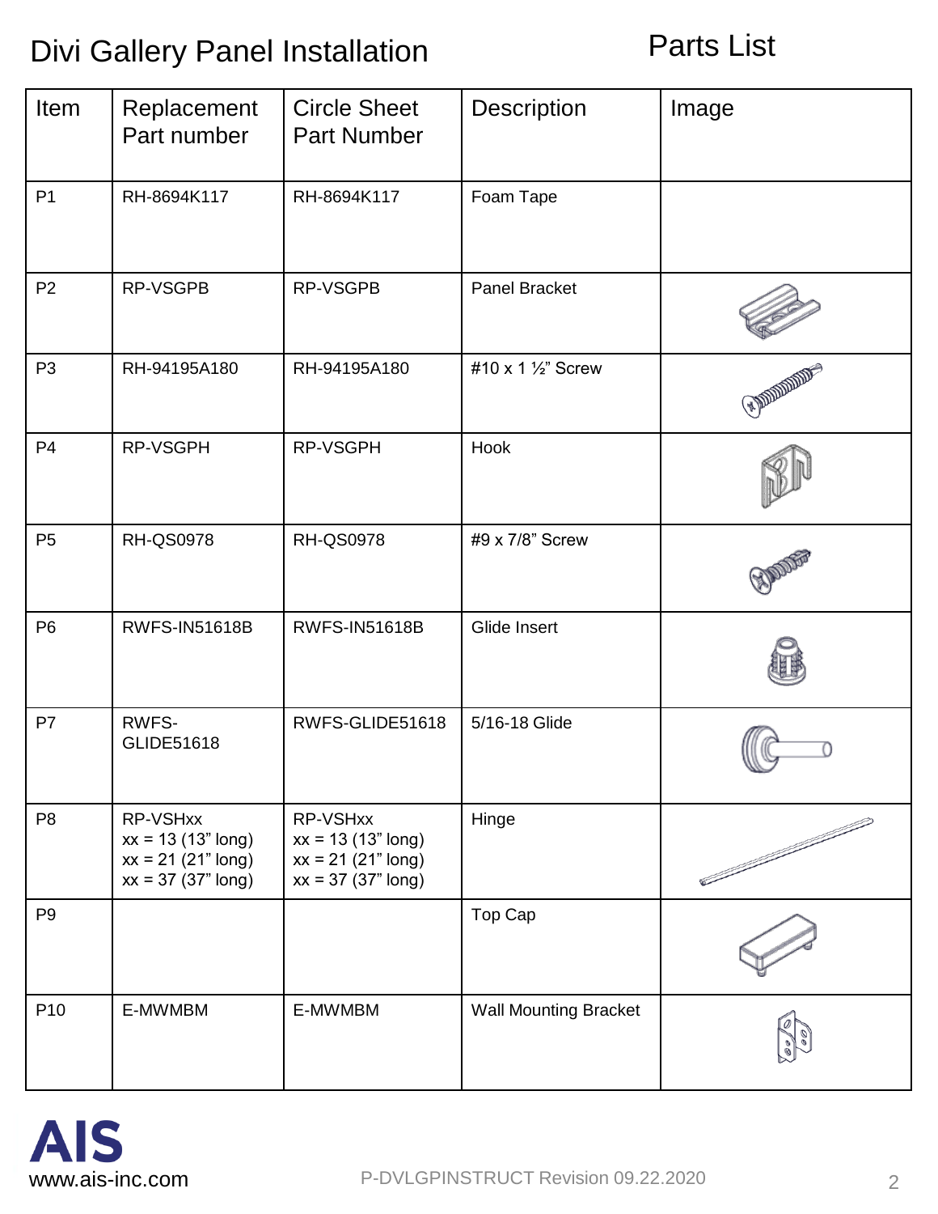# Divi Gallery Panel Installation

## Parts List

| Item | Replacement Part number | Circle Sheet Part Number | Description | Image |
|---|---|---|---|---|
| P1 | RH-8694K117 | RH-8694K117 | Foam Tape | |
| P2 | RP-VSGPB | RP-VSGPB | Panel Bracket | |
| P3 | RH-94195A180 | RH-94195A180 | #10 x 1 ½" Screw | |
| P4 | RP-VSGPH | RP-VSGPH | Hook | |
| P5 | RH-QS0978 | RH-QS0978 | #9 x 7/8" Screw | |
| P6 | RWFS-IN51618B | RWFS-IN51618B | Glide Insert | |
| P7 | RWFS-GLIDE51618 | RWFS-GLIDE51618 | 5/16-18 Glide | |
| P8 | RP-VSHxx<br>xx = 13 (13" long)<br>xx = 21 (21" long)<br>xx = 37 (37" long) | RP-VSHxx<br>xx = 13 (13" long)<br>xx = 21 (21" long)<br>xx = 37 (37" long) | Hinge | |
| P9 | | | Top Cap | |
| P10 | E-MWMBM | E-MWMBM | Wall Mounting Bracket | |

AIS
www.ais-inc.com

P-DVLGPINSTRUCT Revision 09.22.2020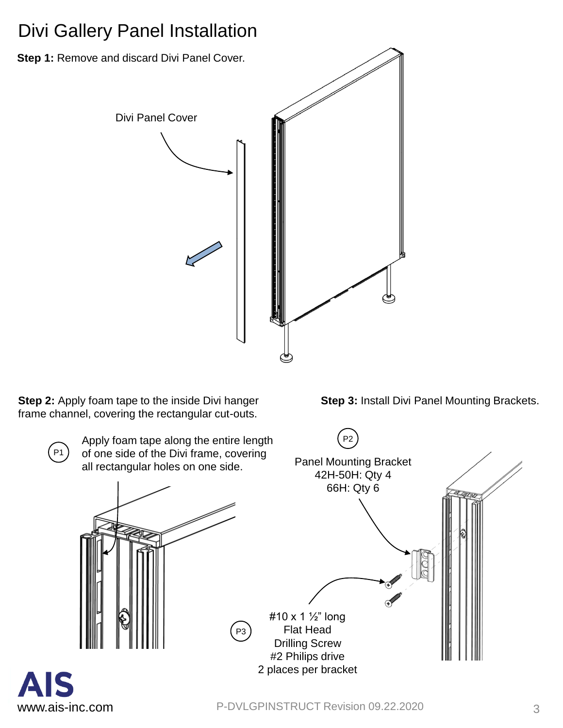# Divi Gallery Panel Installation

**Step 1:** Remove and discard Divi Panel Cover.

Divi Panel Cover

**Step 2:** Apply foam tape to the inside Divi hanger frame channel, covering the rectangular cut-outs.

P1 Apply foam tape along the entire length of one side of the Divi frame, covering all rectangular holes on one side.

**Step 3:** Install Divi Panel Mounting Brackets.

P2 Panel Mounting Bracket
42H-50H: Qty 4
66H: Qty 6

P3 #10 x 1 ½" long
Flat Head
Drilling Screw
#2 Philips drive
2 places per bracket

AIS
www.ais-inc.com

P-DVLGPINSTRUCT Revision 09.22.2020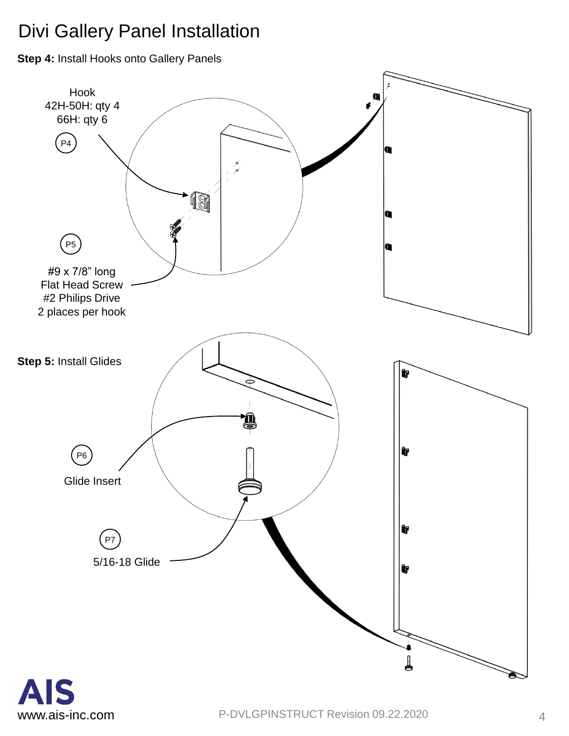# Divi Gallery Panel Installation

**Step 4:** Install Hooks onto Gallery Panels

Hook
42H-50H: qty 4
66H: qty 6

P4

P5

#9 x 7/8" long
Flat Head Screw
#2 Philips Drive
2 places per hook

**Step 5:** Install Glides

P6

Glide Insert

P7

5/16-18 Glide

AIS
www.ais-inc.com

P-DVLGPINSTRUCT Revision 09.22.2020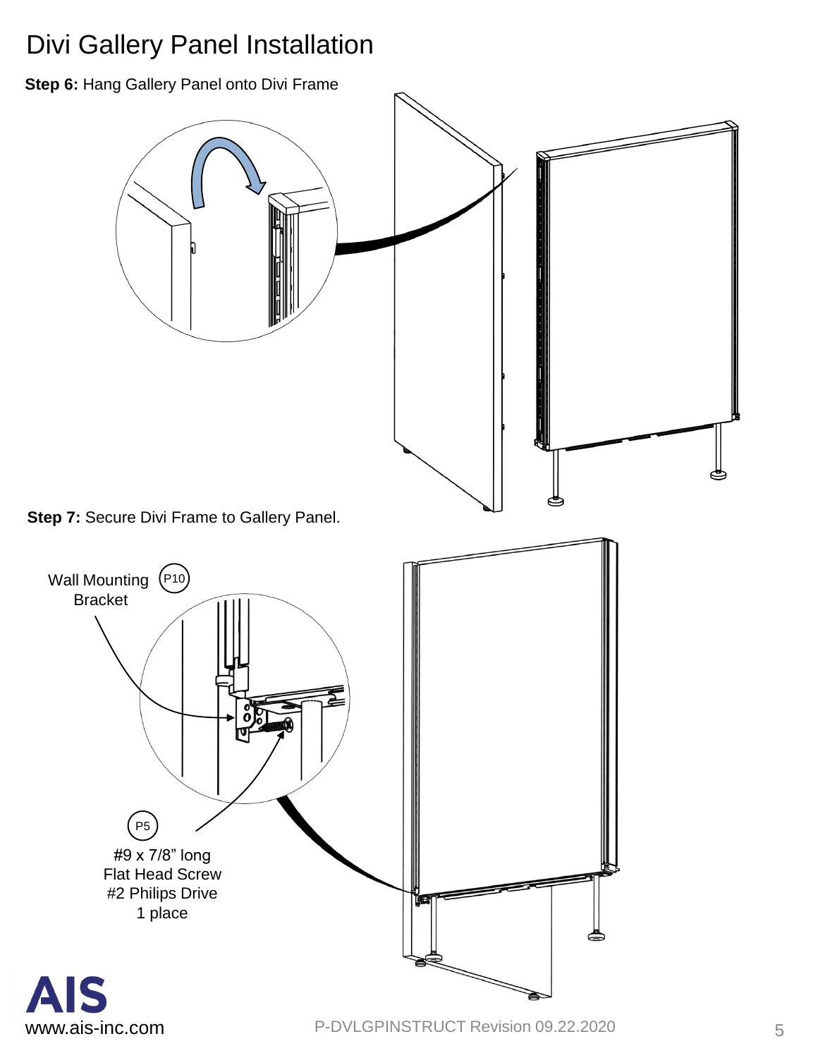# Divi Gallery Panel Installation

**Step 6:** Hang Gallery Panel onto Divi Frame

**Step 7:** Secure Divi Frame to Gallery Panel.

Wall Mounting Bracket (P10)

(P5) #9 x 7/8" long Flat Head Screw #2 Philips Drive 1 place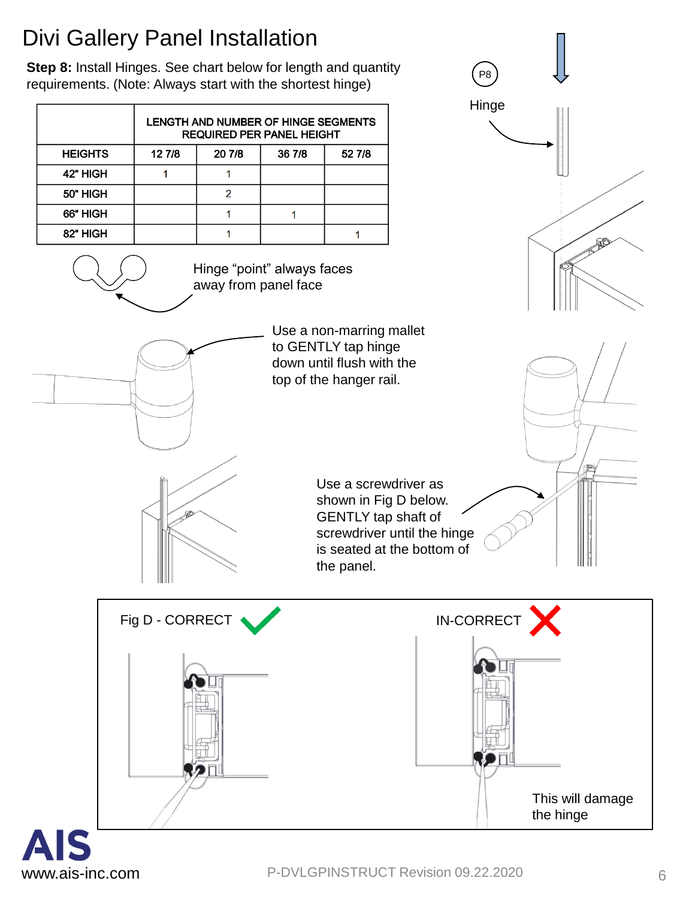# Divi Gallery Panel Installation

**Step 8:** Install Hinges. See chart below for length and quantity requirements. (Note: Always start with the shortest hinge)

| | LENGTH AND NUMBER OF HINGE SEGMENTS REQUIRED PER PANEL HEIGHT | | | |
|---|---|---|---|---|
| HEIGHTS | 12 7/8 | 20 7/8 | 36 7/8 | 52 7/8 |
| 42" HIGH | 1 | 1 | | |
| 50" HIGH | | 2 | | |
| 66" HIGH | | 1 | 1 | |
| 82" HIGH | | 1 | | 1 |

P8

Hinge

Hinge "point" always faces away from panel face

Use a non-marring mallet to GENTLY tap hinge down until flush with the top of the hanger rail.

Use a screwdriver as shown in Fig D below. GENTLY tap shaft of screwdriver until the hinge is seated at the bottom of the panel.

Fig D - CORRECT

IN-CORRECT

This will damage the hinge

AIS

www.ais-inc.com

P-DVLGPINSTRUCT Revision 09.22.2020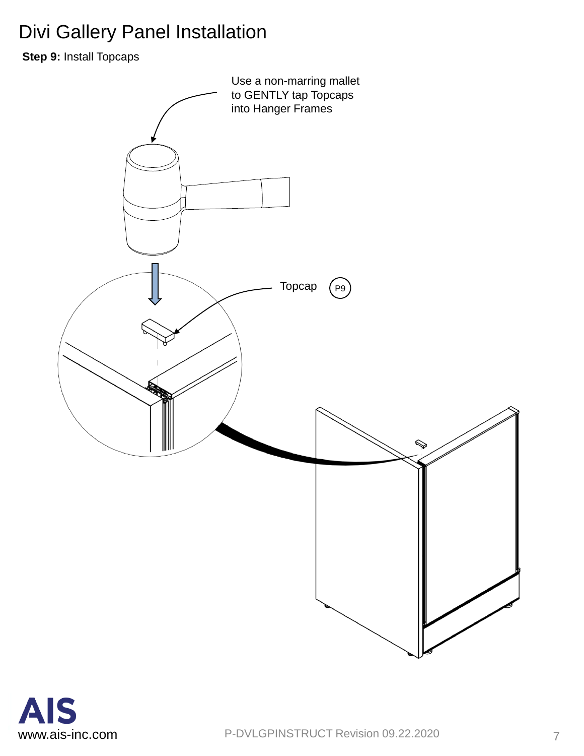# Divi Gallery Panel Installation

**Step 9:** Install Topcaps

Use a non-marring mallet to GENTLY tap Topcaps into Hanger Frames

Topcap P9

AIS
www.ais-inc.com

P-DVLGPINSTRUCT Revision 09.22.2020